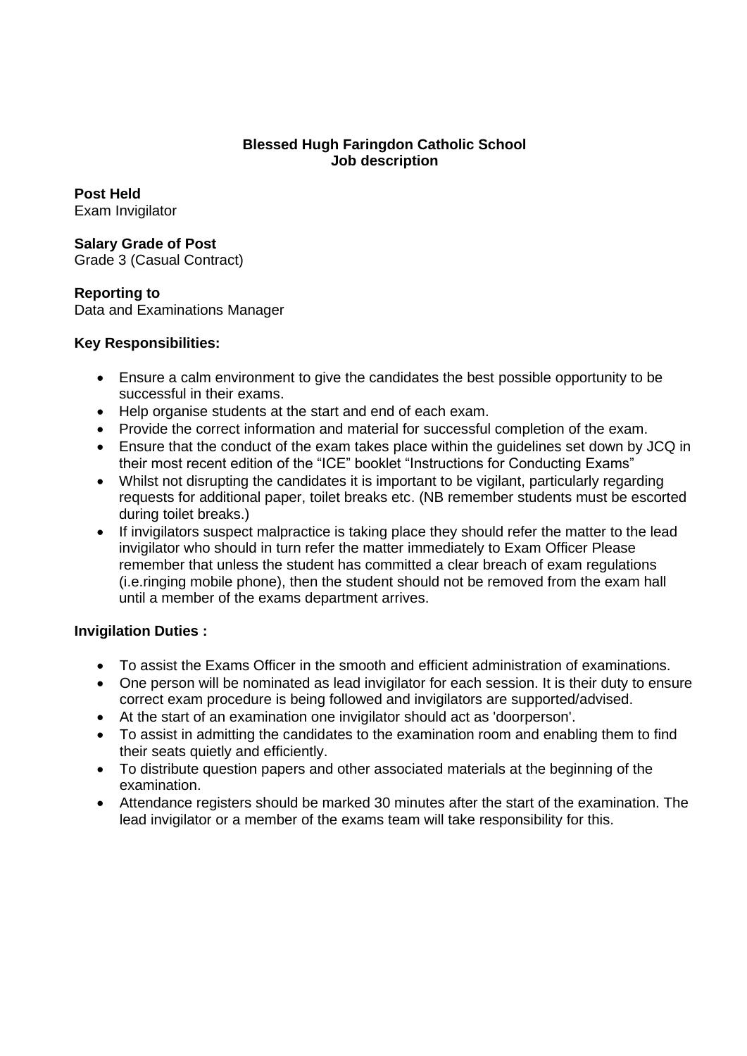**Blessed Hugh Faringdon Catholic School**
**Job description**

**Post Held**
Exam Invigilator

**Salary Grade of Post**
Grade 3 (Casual Contract)

**Reporting to**
Data and Examinations Manager

**Key Responsibilities:**

- Ensure a calm environment to give the candidates the best possible opportunity to be successful in their exams.
- Help organise students at the start and end of each exam.
- Provide the correct information and material for successful completion of the exam.
- Ensure that the conduct of the exam takes place within the guidelines set down by JCQ in their most recent edition of the “ICE” booklet “Instructions for Conducting Exams”
- Whilst not disrupting the candidates it is important to be vigilant, particularly regarding requests for additional paper, toilet breaks etc. (NB remember students must be escorted during toilet breaks.)
- If invigilators suspect malpractice is taking place they should refer the matter to the lead invigilator who should in turn refer the matter immediately to Exam Officer Please remember that unless the student has committed a clear breach of exam regulations (i.e.ringing mobile phone), then the student should not be removed from the exam hall until a member of the exams department arrives.

**Invigilation Duties :**

- To assist the Exams Officer in the smooth and efficient administration of examinations.
- One person will be nominated as lead invigilator for each session. It is their duty to ensure correct exam procedure is being followed and invigilators are supported/advised.
- At the start of an examination one invigilator should act as 'doorperson'.
- To assist in admitting the candidates to the examination room and enabling them to find their seats quietly and efficiently.
- To distribute question papers and other associated materials at the beginning of the examination.
- Attendance registers should be marked 30 minutes after the start of the examination. The lead invigilator or a member of the exams team will take responsibility for this.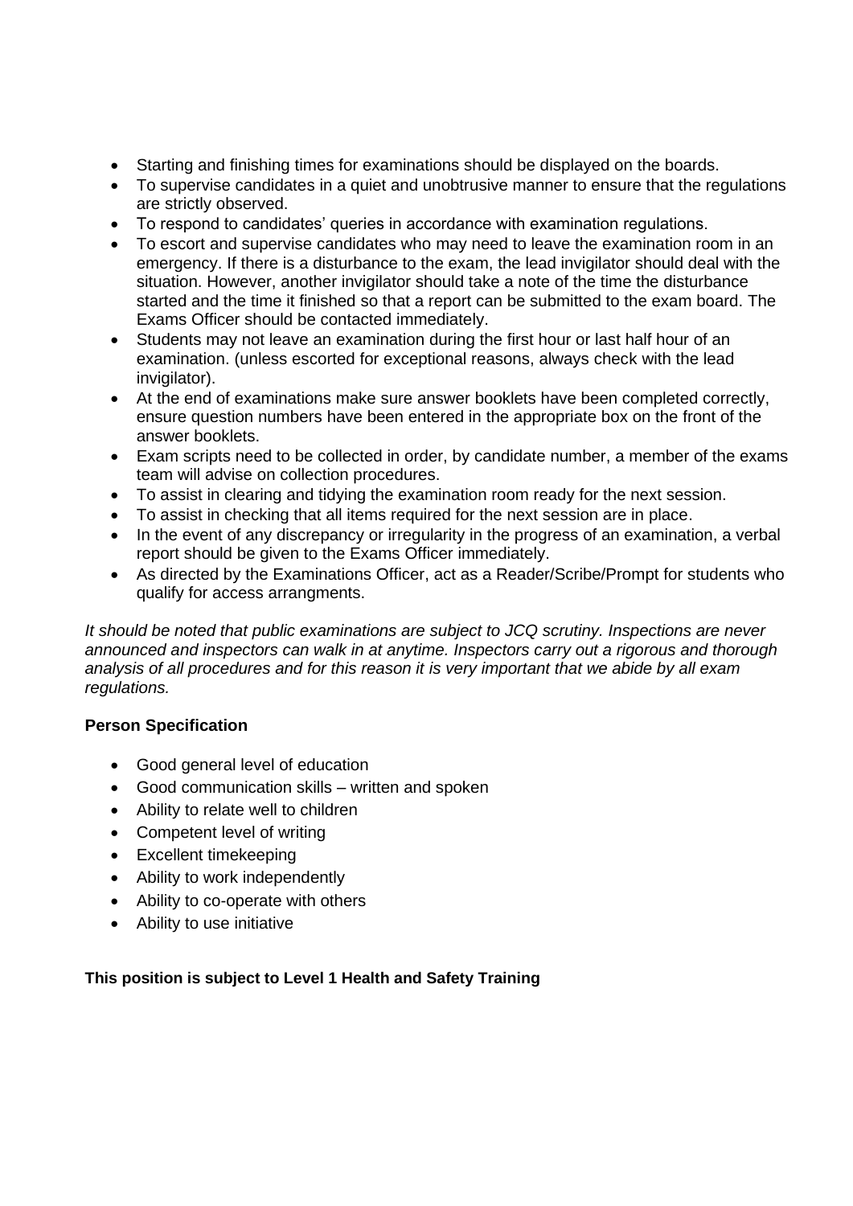- Starting and finishing times for examinations should be displayed on the boards.
- To supervise candidates in a quiet and unobtrusive manner to ensure that the regulations are strictly observed.
- To respond to candidates' queries in accordance with examination regulations.
- To escort and supervise candidates who may need to leave the examination room in an emergency. If there is a disturbance to the exam, the lead invigilator should deal with the situation. However, another invigilator should take a note of the time the disturbance started and the time it finished so that a report can be submitted to the exam board. The Exams Officer should be contacted immediately.
- Students may not leave an examination during the first hour or last half hour of an examination. (unless escorted for exceptional reasons, always check with the lead invigilator).
- At the end of examinations make sure answer booklets have been completed correctly, ensure question numbers have been entered in the appropriate box on the front of the answer booklets.
- Exam scripts need to be collected in order, by candidate number, a member of the exams team will advise on collection procedures.
- To assist in clearing and tidying the examination room ready for the next session.
- To assist in checking that all items required for the next session are in place.
- In the event of any discrepancy or irregularity in the progress of an examination, a verbal report should be given to the Exams Officer immediately.
- As directed by the Examinations Officer, act as a Reader/Scribe/Prompt for students who qualify for access arrangments.

*It should be noted that public examinations are subject to JCQ scrutiny. Inspections are never announced and inspectors can walk in at anytime. Inspectors carry out a rigorous and thorough analysis of all procedures and for this reason it is very important that we abide by all exam regulations.*

**Person Specification**

- Good general level of education
- Good communication skills – written and spoken
- Ability to relate well to children
- Competent level of writing
- Excellent timekeeping
- Ability to work independently
- Ability to co-operate with others
- Ability to use initiative

**This position is subject to Level 1 Health and Safety Training**